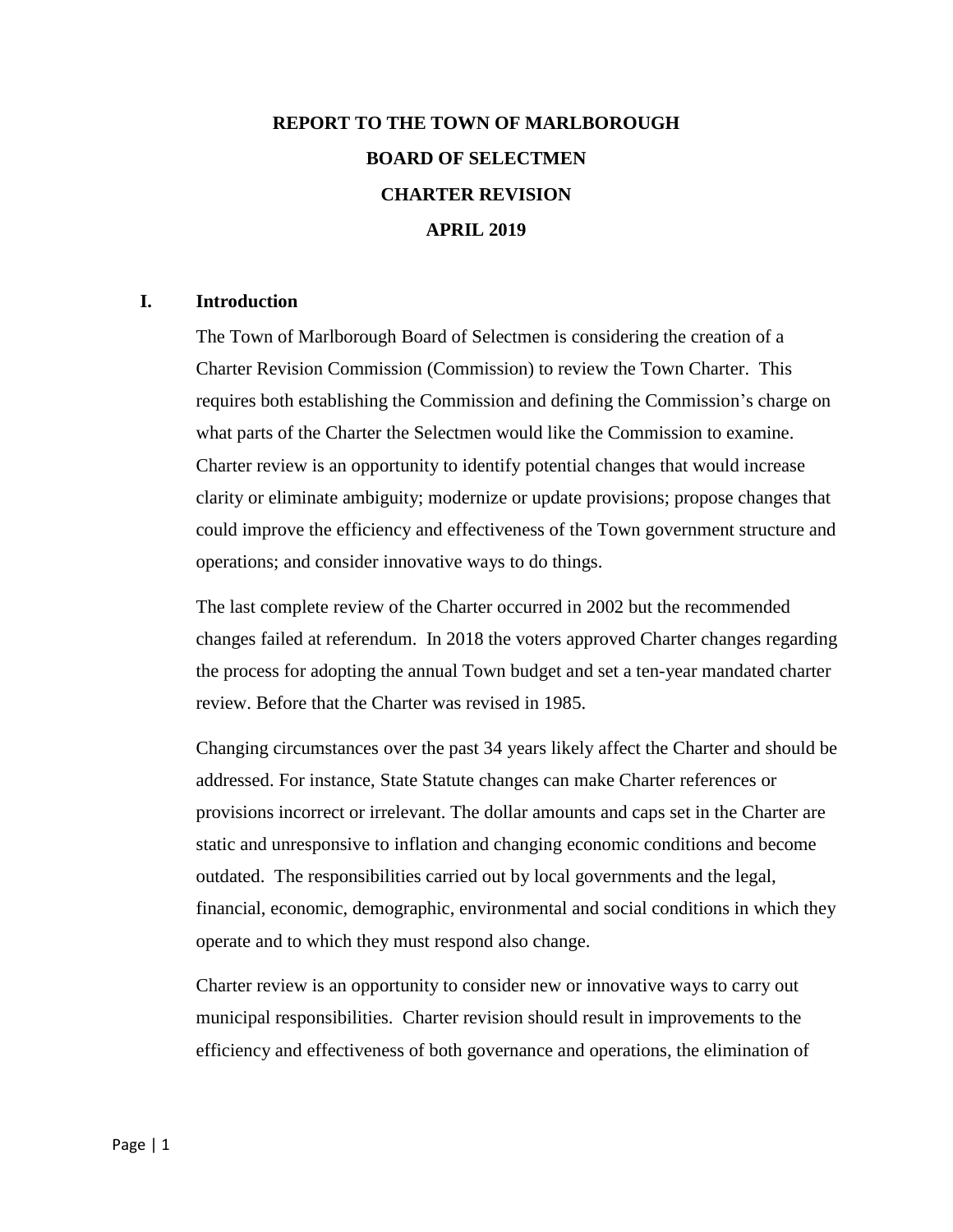# REPORT TO THE TOWN OF MARLBOROUGH

# BOARD OF SELECTMEN

# CHARTER REVISION

# APRIL 2019

## I. Introduction

The Town of Marlborough Board of Selectmen is considering the creation of a Charter Revision Commission (Commission) to review the Town Charter. This requires both establishing the Commission and defining the Commission's charge on what parts of the Charter the Selectmen would like the Commission to examine. Charter review is an opportunity to identify potential changes that would increase clarity or eliminate ambiguity; modernize or update provisions; propose changes that could improve the efficiency and effectiveness of the Town government structure and operations; and consider innovative ways to do things.

The last complete review of the Charter occurred in 2002 but the recommended changes failed at referendum. In 2018 the voters approved Charter changes regarding the process for adopting the annual Town budget and set a ten-year mandated charter review. Before that the Charter was revised in 1985.

Changing circumstances over the past 34 years likely affect the Charter and should be addressed. For instance, State Statute changes can make Charter references or provisions incorrect or irrelevant. The dollar amounts and caps set in the Charter are static and unresponsive to inflation and changing economic conditions and become outdated. The responsibilities carried out by local governments and the legal, financial, economic, demographic, environmental and social conditions in which they operate and to which they must respond also change.

Charter review is an opportunity to consider new or innovative ways to carry out municipal responsibilities. Charter revision should result in improvements to the efficiency and effectiveness of both governance and operations, the elimination of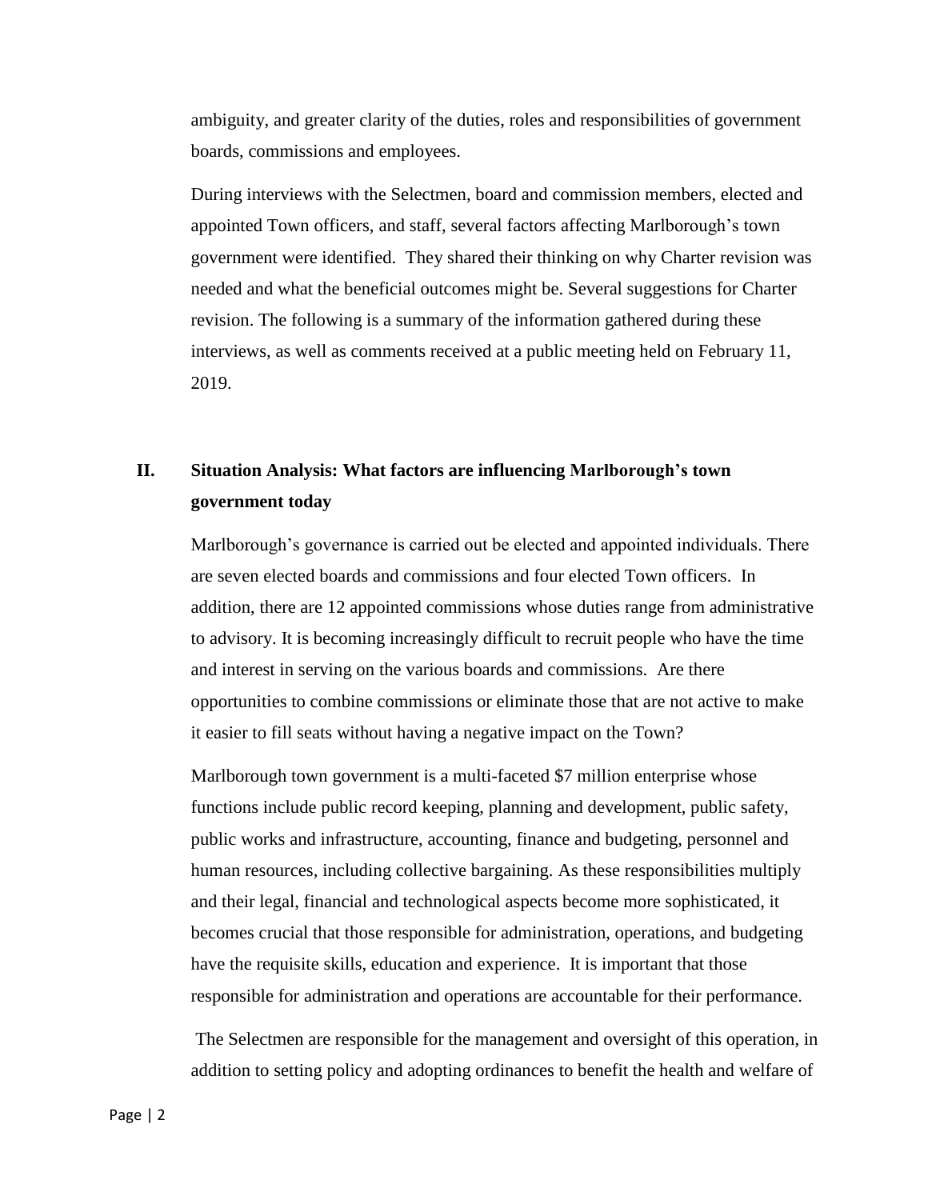ambiguity, and greater clarity of the duties, roles and responsibilities of government boards, commissions and employees.

During interviews with the Selectmen, board and commission members, elected and appointed Town officers, and staff, several factors affecting Marlborough's town government were identified. They shared their thinking on why Charter revision was needed and what the beneficial outcomes might be. Several suggestions for Charter revision. The following is a summary of the information gathered during these interviews, as well as comments received at a public meeting held on February 11, 2019.

## II. Situation Analysis: What factors are influencing Marlborough's town government today

Marlborough's governance is carried out be elected and appointed individuals. There are seven elected boards and commissions and four elected Town officers. In addition, there are 12 appointed commissions whose duties range from administrative to advisory. It is becoming increasingly difficult to recruit people who have the time and interest in serving on the various boards and commissions. Are there opportunities to combine commissions or eliminate those that are not active to make it easier to fill seats without having a negative impact on the Town?

Marlborough town government is a multi-faceted $7 million enterprise whose functions include public record keeping, planning and development, public safety, public works and infrastructure, accounting, finance and budgeting, personnel and human resources, including collective bargaining. As these responsibilities multiply and their legal, financial and technological aspects become more sophisticated, it becomes crucial that those responsible for administration, operations, and budgeting have the requisite skills, education and experience. It is important that those responsible for administration and operations are accountable for their performance.

The Selectmen are responsible for the management and oversight of this operation, in addition to setting policy and adopting ordinances to benefit the health and welfare of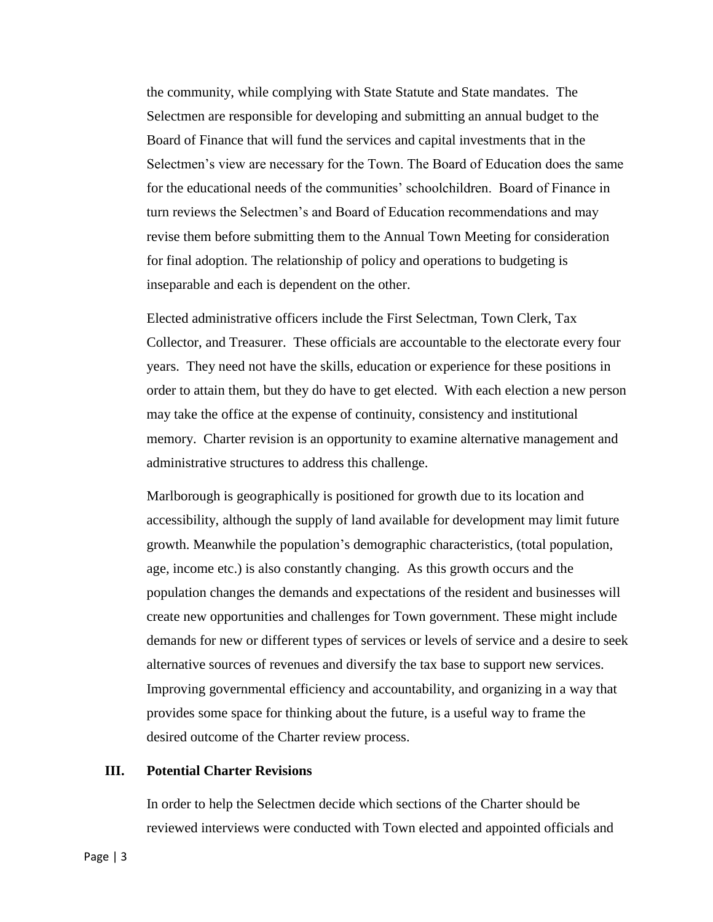the community, while complying with State Statute and State mandates. The Selectmen are responsible for developing and submitting an annual budget to the Board of Finance that will fund the services and capital investments that in the Selectmen's view are necessary for the Town. The Board of Education does the same for the educational needs of the communities' schoolchildren. Board of Finance in turn reviews the Selectmen's and Board of Education recommendations and may revise them before submitting them to the Annual Town Meeting for consideration for final adoption. The relationship of policy and operations to budgeting is inseparable and each is dependent on the other.

Elected administrative officers include the First Selectman, Town Clerk, Tax Collector, and Treasurer. These officials are accountable to the electorate every four years. They need not have the skills, education or experience for these positions in order to attain them, but they do have to get elected. With each election a new person may take the office at the expense of continuity, consistency and institutional memory. Charter revision is an opportunity to examine alternative management and administrative structures to address this challenge.

Marlborough is geographically is positioned for growth due to its location and accessibility, although the supply of land available for development may limit future growth. Meanwhile the population's demographic characteristics, (total population, age, income etc.) is also constantly changing. As this growth occurs and the population changes the demands and expectations of the resident and businesses will create new opportunities and challenges for Town government. These might include demands for new or different types of services or levels of service and a desire to seek alternative sources of revenues and diversify the tax base to support new services. Improving governmental efficiency and accountability, and organizing in a way that provides some space for thinking about the future, is a useful way to frame the desired outcome of the Charter review process.

## III. Potential Charter Revisions

In order to help the Selectmen decide which sections of the Charter should be reviewed interviews were conducted with Town elected and appointed officials and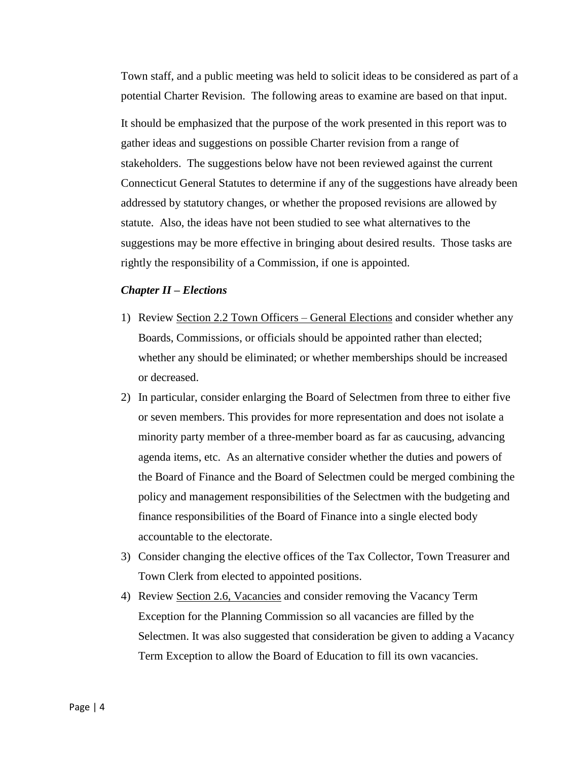Town staff, and a public meeting was held to solicit ideas to be considered as part of a potential Charter Revision. The following areas to examine are based on that input.

It should be emphasized that the purpose of the work presented in this report was to gather ideas and suggestions on possible Charter revision from a range of stakeholders. The suggestions below have not been reviewed against the current Connecticut General Statutes to determine if any of the suggestions have already been addressed by statutory changes, or whether the proposed revisions are allowed by statute. Also, the ideas have not been studied to see what alternatives to the suggestions may be more effective in bringing about desired results. Those tasks are rightly the responsibility of a Commission, if one is appointed.

### *Chapter II – Elections*

1) Review <u>Section 2.2 Town Officers – General Elections</u> and consider whether any Boards, Commissions, or officials should be appointed rather than elected; whether any should be eliminated; or whether memberships should be increased or decreased.
2) In particular, consider enlarging the Board of Selectmen from three to either five or seven members. This provides for more representation and does not isolate a minority party member of a three-member board as far as caucusing, advancing agenda items, etc. As an alternative consider whether the duties and powers of the Board of Finance and the Board of Selectmen could be merged combining the policy and management responsibilities of the Selectmen with the budgeting and finance responsibilities of the Board of Finance into a single elected body accountable to the electorate.
3) Consider changing the elective offices of the Tax Collector, Town Treasurer and Town Clerk from elected to appointed positions.
4) Review <u>Section 2.6, Vacancies</u> and consider removing the Vacancy Term Exception for the Planning Commission so all vacancies are filled by the Selectmen. It was also suggested that consideration be given to adding a Vacancy Term Exception to allow the Board of Education to fill its own vacancies.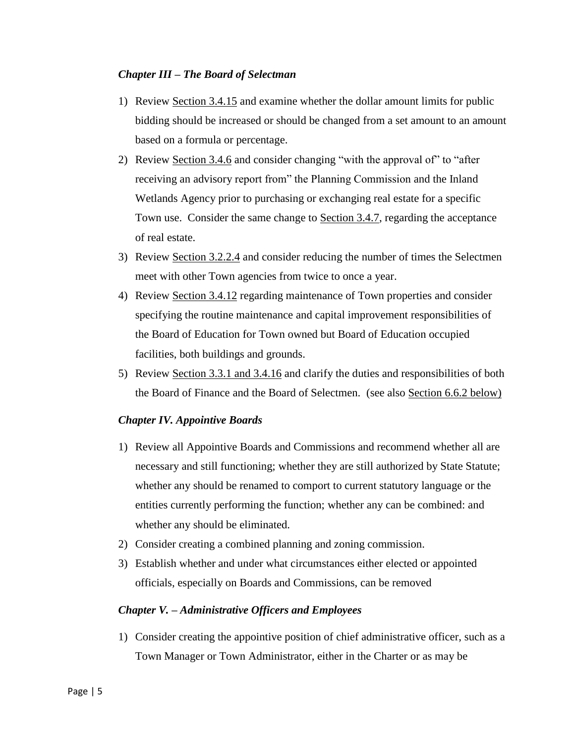### *Chapter III – The Board of Selectman*

1) Review Section 3.4.15 and examine whether the dollar amount limits for public bidding should be increased or should be changed from a set amount to an amount based on a formula or percentage.
2) Review Section 3.4.6 and consider changing "with the approval of" to "after receiving an advisory report from" the Planning Commission and the Inland Wetlands Agency prior to purchasing or exchanging real estate for a specific Town use. Consider the same change to Section 3.4.7, regarding the acceptance of real estate.
3) Review Section 3.2.2.4 and consider reducing the number of times the Selectmen meet with other Town agencies from twice to once a year.
4) Review Section 3.4.12 regarding maintenance of Town properties and consider specifying the routine maintenance and capital improvement responsibilities of the Board of Education for Town owned but Board of Education occupied facilities, both buildings and grounds.
5) Review Section 3.3.1 and 3.4.16 and clarify the duties and responsibilities of both the Board of Finance and the Board of Selectmen. (see also Section 6.6.2 below)

### *Chapter IV. Appointive Boards*

1) Review all Appointive Boards and Commissions and recommend whether all are necessary and still functioning; whether they are still authorized by State Statute; whether any should be renamed to comport to current statutory language or the entities currently performing the function; whether any can be combined: and whether any should be eliminated.
2) Consider creating a combined planning and zoning commission.
3) Establish whether and under what circumstances either elected or appointed officials, especially on Boards and Commissions, can be removed

### *Chapter V. – Administrative Officers and Employees*

1) Consider creating the appointive position of chief administrative officer, such as a Town Manager or Town Administrator, either in the Charter or as may be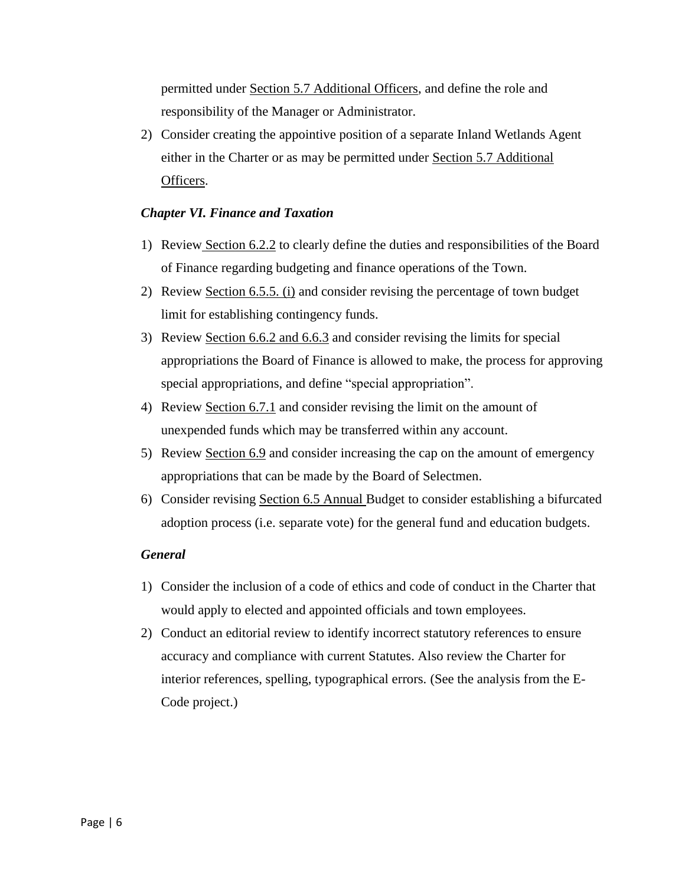permitted under Section 5.7 Additional Officers, and define the role and responsibility of the Manager or Administrator.

2) Consider creating the appointive position of a separate Inland Wetlands Agent either in the Charter or as may be permitted under Section 5.7 Additional Officers.

### *Chapter VI. Finance and Taxation*

1) Review Section 6.2.2 to clearly define the duties and responsibilities of the Board of Finance regarding budgeting and finance operations of the Town.
2) Review Section 6.5.5. (i) and consider revising the percentage of town budget limit for establishing contingency funds.
3) Review Section 6.6.2 and 6.6.3 and consider revising the limits for special appropriations the Board of Finance is allowed to make, the process for approving special appropriations, and define "special appropriation".
4) Review Section 6.7.1 and consider revising the limit on the amount of unexpended funds which may be transferred within any account.
5) Review Section 6.9 and consider increasing the cap on the amount of emergency appropriations that can be made by the Board of Selectmen.
6) Consider revising Section 6.5 Annual Budget to consider establishing a bifurcated adoption process (i.e. separate vote) for the general fund and education budgets.

### *General*

1) Consider the inclusion of a code of ethics and code of conduct in the Charter that would apply to elected and appointed officials and town employees.
2) Conduct an editorial review to identify incorrect statutory references to ensure accuracy and compliance with current Statutes. Also review the Charter for interior references, spelling, typographical errors. (See the analysis from the E-Code project.)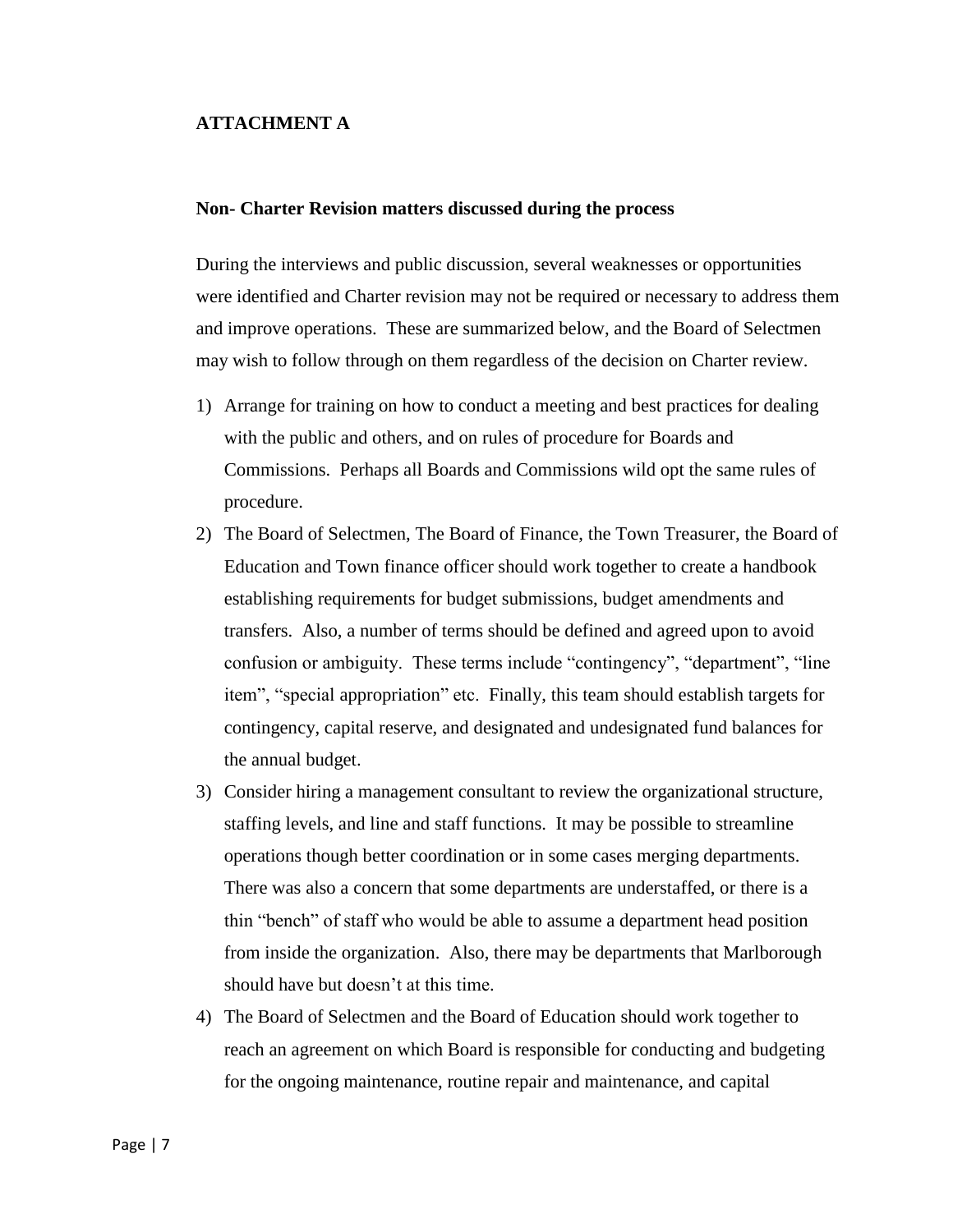**ATTACHMENT A**

**Non- Charter Revision matters discussed during the process**

During the interviews and public discussion, several weaknesses or opportunities were identified and Charter revision may not be required or necessary to address them and improve operations. These are summarized below, and the Board of Selectmen may wish to follow through on them regardless of the decision on Charter review.

1) Arrange for training on how to conduct a meeting and best practices for dealing with the public and others, and on rules of procedure for Boards and Commissions. Perhaps all Boards and Commissions wild opt the same rules of procedure.
2) The Board of Selectmen, The Board of Finance, the Town Treasurer, the Board of Education and Town finance officer should work together to create a handbook establishing requirements for budget submissions, budget amendments and transfers. Also, a number of terms should be defined and agreed upon to avoid confusion or ambiguity. These terms include "contingency", "department", "line item", "special appropriation" etc. Finally, this team should establish targets for contingency, capital reserve, and designated and undesignated fund balances for the annual budget.
3) Consider hiring a management consultant to review the organizational structure, staffing levels, and line and staff functions. It may be possible to streamline operations though better coordination or in some cases merging departments. There was also a concern that some departments are understaffed, or there is a thin "bench" of staff who would be able to assume a department head position from inside the organization. Also, there may be departments that Marlborough should have but doesn't at this time.
4) The Board of Selectmen and the Board of Education should work together to reach an agreement on which Board is responsible for conducting and budgeting for the ongoing maintenance, routine repair and maintenance, and capital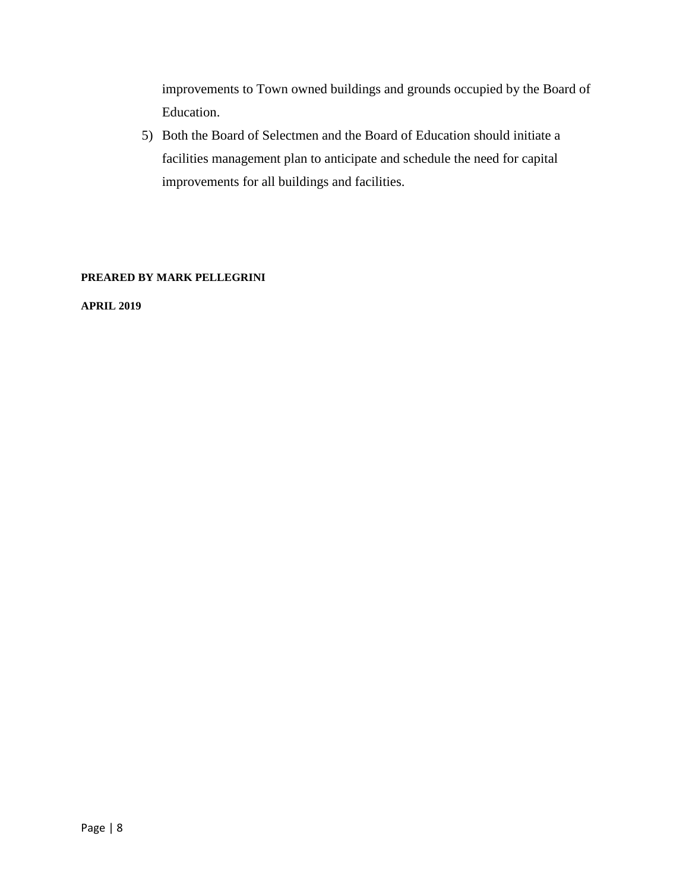improvements to Town owned buildings and grounds occupied by the Board of Education.

5) Both the Board of Selectmen and the Board of Education should initiate a facilities management plan to anticipate and schedule the need for capital improvements for all buildings and facilities.

**PREARED BY MARK PELLEGRINI**

**APRIL 2019**